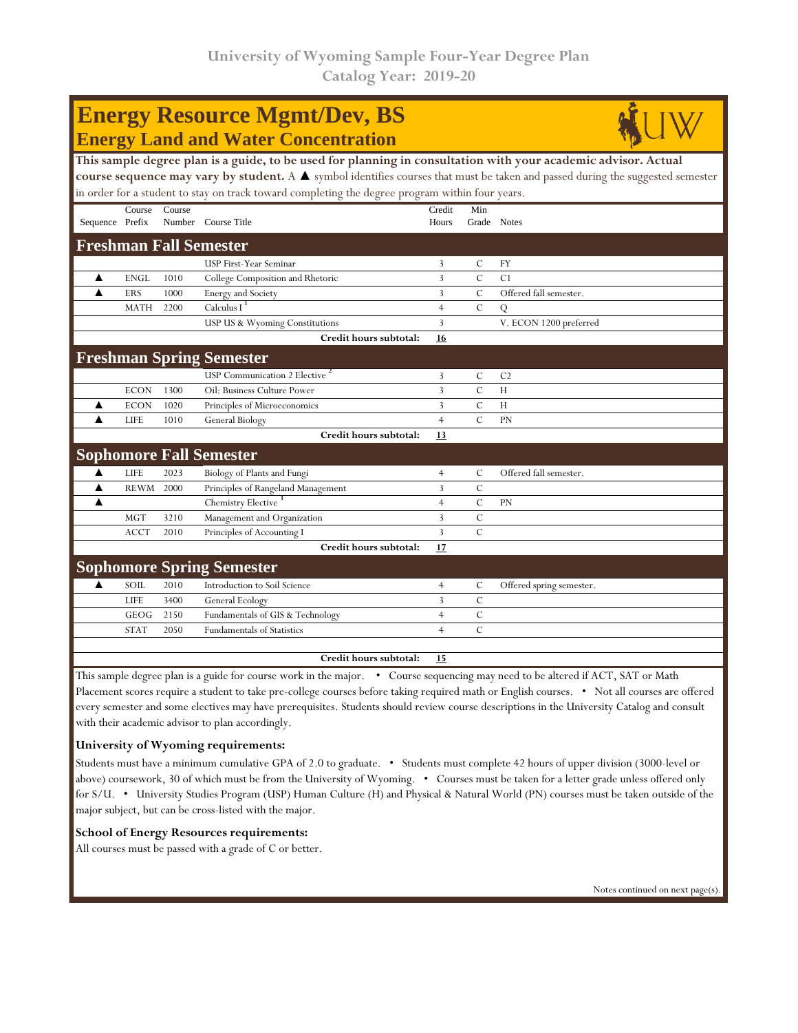University of Wyoming Sample Four-Year Degree Plan
Catalog Year: 2019-20

# Energy Resource Mgmt/Dev, BS
## Energy Land and Water Concentration

**This sample degree plan is a guide, to be used for planning in consultation with your academic advisor. Actual course sequence may vary by student.** A ▲ symbol identifies courses that must be taken and passed during the suggested semester in order for a student to stay on track toward completing the degree program within four years.

| Sequence | Course Prefix | Course Number | Course Title | Credit Hours | Min Grade | Notes |
|---|---|---|---|---|---|---|
| **Freshman Fall Semester** | | | | | | |
| | | | USP First-Year Seminar | 3 | C | FY |
| ▲ | ENGL | 1010 | College Composition and Rhetoric | 3 | C | C1 |
| ▲ | ERS | 1000 | Energy and Society | 3 | C | Offered fall semester. |
| | MATH | 2200 | Calculus I [1] | 4 | C | Q |
| | | | USP US & Wyoming Constitutions | 3 | | V. ECON 1200 preferred |
| | | | **Credit hours subtotal:** | **16** | | |
| **Freshman Spring Semester** | | | | | | |
| | | | USP Communication 2 Elective [2] | 3 | C | C2 |
| | ECON | 1300 | Oil: Business Culture Power | 3 | C | H |
| ▲ | ECON | 1020 | Principles of Microeconomics | 3 | C | H |
| ▲ | LIFE | 1010 | General Biology | 4 | C | PN |
| | | | **Credit hours subtotal:** | **13** | | |
| **Sophomore Fall Semester** | | | | | | |
| ▲ | LIFE | 2023 | Biology of Plants and Fungi | 4 | C | Offered fall semester. |
| ▲ | REWM | 2000 | Principles of Rangeland Management | 3 | C | |
| ▲ | | | Chemistry Elective [3] | 4 | C | PN |
| | MGT | 3210 | Management and Organization | 3 | C | |
| | ACCT | 2010 | Principles of Accounting I | 3 | C | |
| | | | **Credit hours subtotal:** | **17** | | |
| **Sophomore Spring Semester** | | | | | | |
| ▲ | SOIL | 2010 | Introduction to Soil Science | 4 | C | Offered spring semester. |
| | LIFE | 3400 | General Ecology | 3 | C | |
| | GEOG | 2150 | Fundamentals of GIS & Technology | 4 | C | |
| | STAT | 2050 | Fundamentals of Statistics | 4 | C | |
| | | | | | | |
| | | | **Credit hours subtotal:** | **15** | | |

This sample degree plan is a guide for course work in the major. • Course sequencing may need to be altered if ACT, SAT or Math Placement scores require a student to take pre-college courses before taking required math or English courses. • Not all courses are offered every semester and some electives may have prerequisites. Students should review course descriptions in the University Catalog and consult with their academic advisor to plan accordingly.

### University of Wyoming requirements:

Students must have a minimum cumulative GPA of 2.0 to graduate. • Students must complete 42 hours of upper division (3000-level or above) coursework, 30 of which must be from the University of Wyoming. • Courses must be taken for a letter grade unless offered only for S/U. • University Studies Program (USP) Human Culture (H) and Physical & Natural World (PN) courses must be taken outside of the major subject, but can be cross-listed with the major.

### School of Energy Resources requirements:

All courses must be passed with a grade of C or better.

Notes continued on next page(s).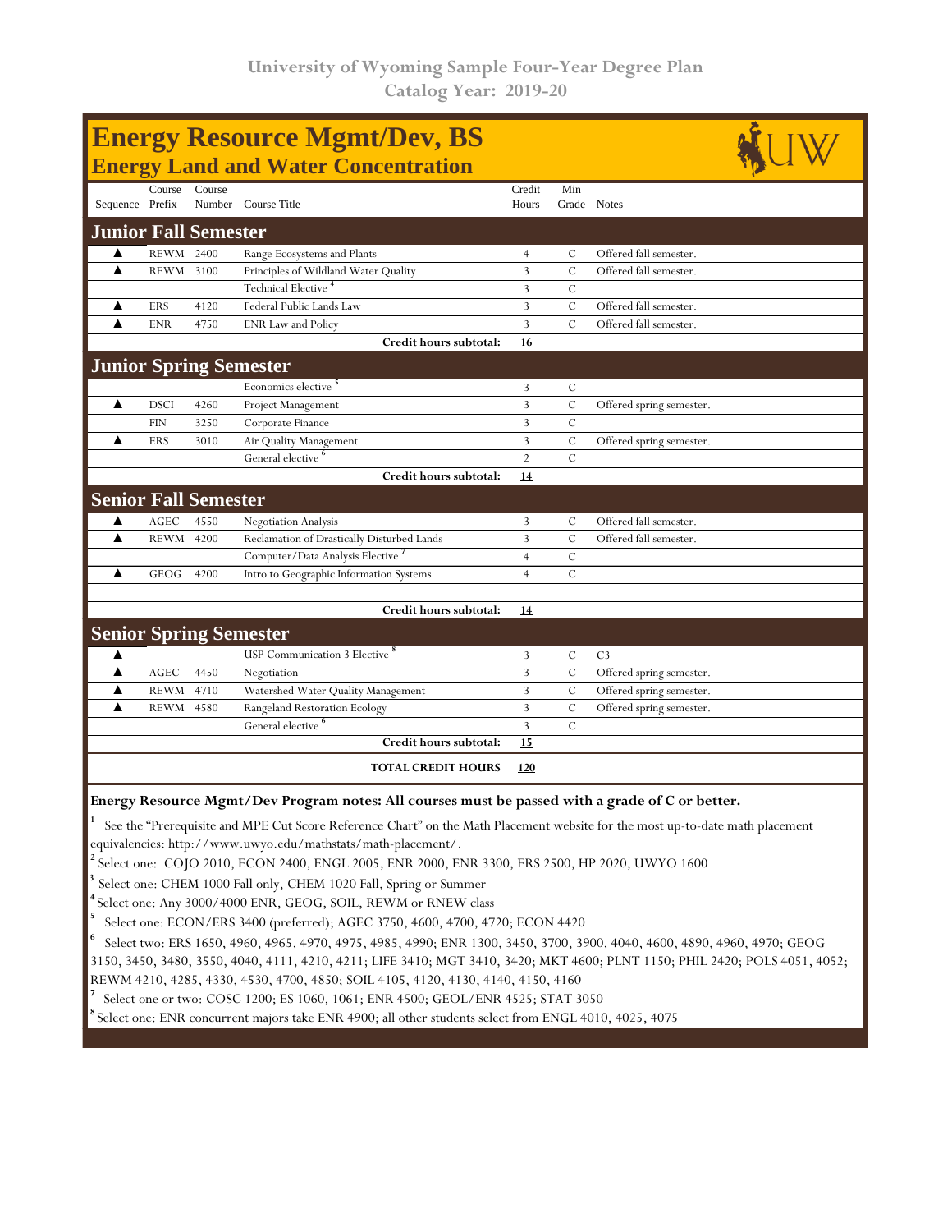University of Wyoming Sample Four-Year Degree Plan
Catalog Year: 2019-20

# Energy Resource Mgmt/Dev, BS
## Energy Land and Water Concentration

| Sequence | Course Prefix | Course Number | Course Title | Credit Hours | Min Grade | Notes |
|---|---|---|---|---|---|---|
| **Junior Fall Semester** | | | | | | |
| ▲ | REWM | 2400 | Range Ecosystems and Plants | 4 | C | Offered fall semester. |
| ▲ | REWM | 3100 | Principles of Wildland Water Quality | 3 | C | Offered fall semester. |
| | | | Technical Elective [4] | 3 | C | |
| ▲ | ERS | 4120 | Federal Public Lands Law | 3 | C | Offered fall semester. |
| ▲ | ENR | 4750 | ENR Law and Policy | 3 | C | Offered fall semester. |
| | | | **Credit hours subtotal:** | **16** | | |
| **Junior Spring Semester** | | | | | | |
| | | | Economics elective [5] | 3 | C | |
| ▲ | DSCI | 4260 | Project Management | 3 | C | Offered spring semester. |
| | FIN | 3250 | Corporate Finance | 3 | C | |
| ▲ | ERS | 3010 | Air Quality Management | 3 | C | Offered spring semester. |
| | | | General elective [6] | 2 | C | |
| | | | **Credit hours subtotal:** | **14** | | |
| **Senior Fall Semester** | | | | | | |
| ▲ | AGEC | 4550 | Negotiation Analysis | 3 | C | Offered fall semester. |
| ▲ | REWM | 4200 | Reclamation of Drastically Disturbed Lands | 3 | C | Offered fall semester. |
| | | | Computer/Data Analysis Elective [7] | 4 | C | |
| ▲ | GEOG | 4200 | Intro to Geographic Information Systems | 4 | C | |
| | | | **Credit hours subtotal:** | **14** | | |
| **Senior Spring Semester** | | | | | | |
| ▲ | | | USP Communication 3 Elective [8] | 3 | C | C3 |
| ▲ | AGEC | 4450 | Negotiation | 3 | C | Offered spring semester. |
| ▲ | REWM | 4710 | Watershed Water Quality Management | 3 | C | Offered spring semester. |
| ▲ | REWM | 4580 | Rangeland Restoration Ecology | 3 | C | Offered spring semester. |
| | | | General elective [6] | 3 | C | |
| | | | **Credit hours subtotal:** | **15** | | |
| | | | **TOTAL CREDIT HOURS** | **120** | | |

**Energy Resource Mgmt/Dev Program notes: All courses must be passed with a grade of C or better.**

[1] See the "Prerequisite and MPE Cut Score Reference Chart" on the Math Placement website for the most up-to-date math placement equivalencies: http://www.uwyo.edu/mathstats/math-placement/.

[2] Select one: COJO 2010, ECON 2400, ENGL 2005, ENR 2000, ENR 3300, ERS 2500, HP 2020, UWYO 1600

[3] Select one: CHEM 1000 Fall only, CHEM 1020 Fall, Spring or Summer

[4] Select one: Any 3000/4000 ENR, GEOG, SOIL, REWM or RNEW class

[5] Select one: ECON/ERS 3400 (preferred); AGEC 3750, 4600, 4700, 4720; ECON 4420

[6] Select two: ERS 1650, 4960, 4965, 4970, 4975, 4985, 4990; ENR 1300, 3450, 3700, 3900, 4040, 4600, 4890, 4960, 4970; GEOG 3150, 3450, 3480, 3550, 4040, 4111, 4210, 4211; LIFE 3410; MGT 3410, 3420; MKT 4600; PLNT 1150; PHIL 2420; POLS 4051, 4052; REWM 4210, 4285, 4330, 4530, 4700, 4850; SOIL 4105, 4120, 4130, 4140, 4150, 4160

[7] Select one or two: COSC 1200; ES 1060, 1061; ENR 4500; GEOL/ENR 4525; STAT 3050

[8] Select one: ENR concurrent majors take ENR 4900; all other students select from ENGL 4010, 4025, 4075